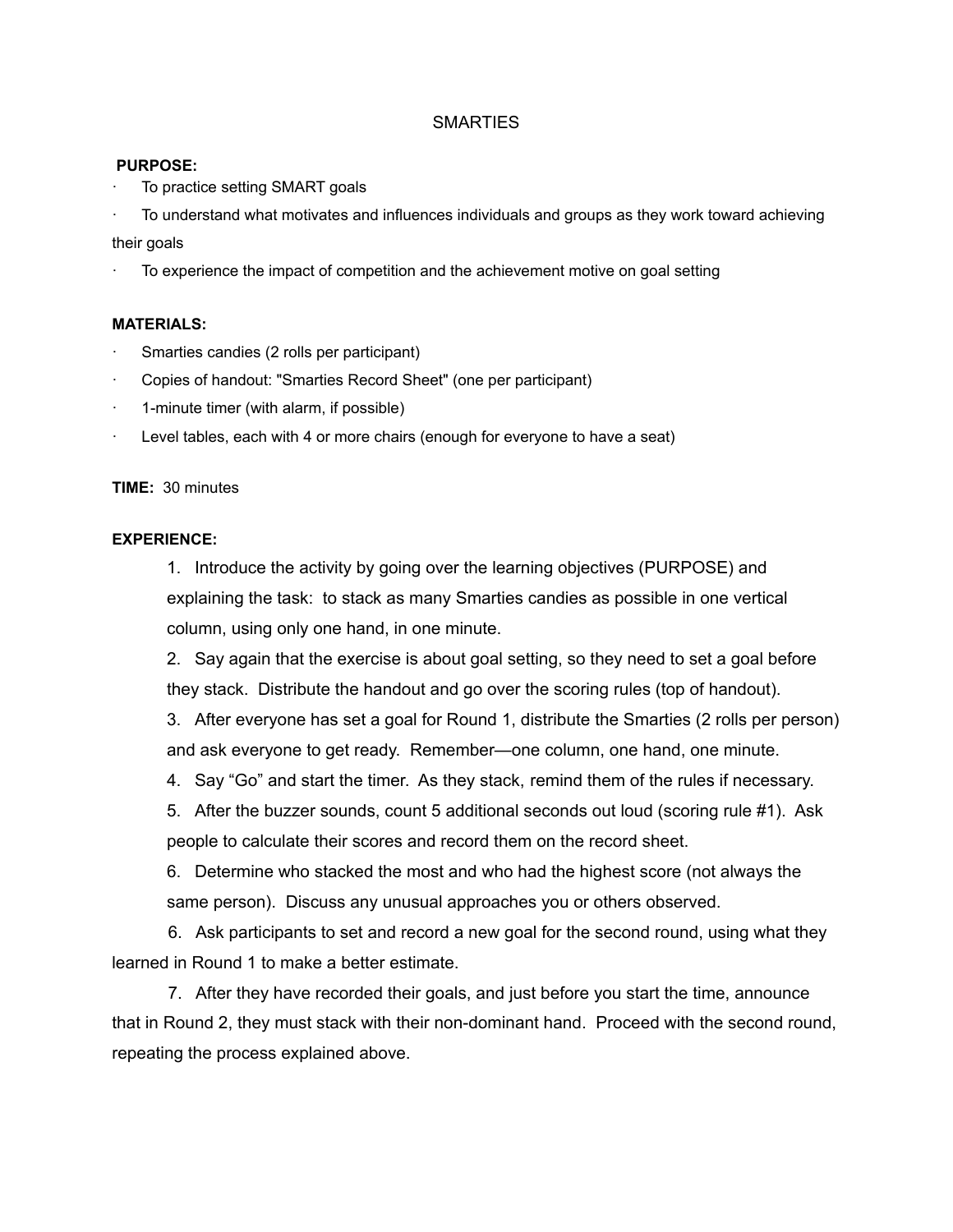# SMARTIES

**PURPOSE:**

- To practice setting SMART goals
- To understand what motivates and influences individuals and groups as they work toward achieving their goals
- To experience the impact of competition and the achievement motive on goal setting

**MATERIALS:**

- Smarties candies (2 rolls per participant)
- Copies of handout: "Smarties Record Sheet" (one per participant)
- 1-minute timer (with alarm, if possible)
- Level tables, each with 4 or more chairs (enough for everyone to have a seat)

**TIME:** 30 minutes

**EXPERIENCE:**

1. Introduce the activity by going over the learning objectives (PURPOSE) and explaining the task: to stack as many Smarties candies as possible in one vertical column, using only one hand, in one minute.
2. Say again that the exercise is about goal setting, so they need to set a goal before they stack. Distribute the handout and go over the scoring rules (top of handout).
3. After everyone has set a goal for Round 1, distribute the Smarties (2 rolls per person) and ask everyone to get ready. Remember—one column, one hand, one minute.
4. Say "Go" and start the timer. As they stack, remind them of the rules if necessary.
5. After the buzzer sounds, count 5 additional seconds out loud (scoring rule #1). Ask people to calculate their scores and record them on the record sheet.
6. Determine who stacked the most and who had the highest score (not always the same person). Discuss any unusual approaches you or others observed.

6. Ask participants to set and record a new goal for the second round, using what they learned in Round 1 to make a better estimate.

7. After they have recorded their goals, and just before you start the time, announce that in Round 2, they must stack with their non-dominant hand. Proceed with the second round, repeating the process explained above.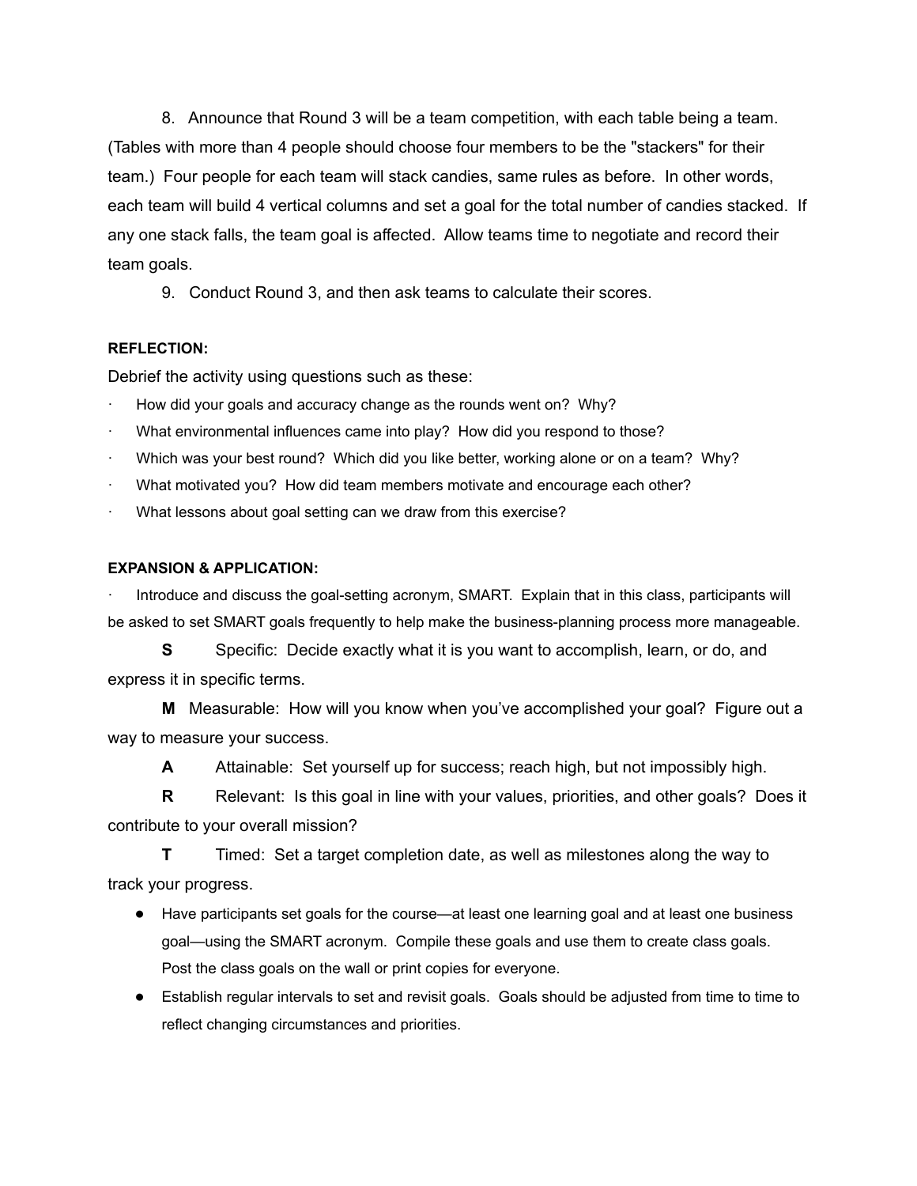8. Announce that Round 3 will be a team competition, with each table being a team. (Tables with more than 4 people should choose four members to be the "stackers" for their team.) Four people for each team will stack candies, same rules as before. In other words, each team will build 4 vertical columns and set a goal for the total number of candies stacked. If any one stack falls, the team goal is affected. Allow teams time to negotiate and record their team goals.

9. Conduct Round 3, and then ask teams to calculate their scores.

**REFLECTION:**

Debrief the activity using questions such as these:

- How did your goals and accuracy change as the rounds went on? Why?
- What environmental influences came into play? How did you respond to those?
- Which was your best round? Which did you like better, working alone or on a team? Why?
- What motivated you? How did team members motivate and encourage each other?
- What lessons about goal setting can we draw from this exercise?

**EXPANSION & APPLICATION:**

- Introduce and discuss the goal-setting acronym, SMART. Explain that in this class, participants will be asked to set SMART goals frequently to help make the business-planning process more manageable.

**S** Specific: Decide exactly what it is you want to accomplish, learn, or do, and express it in specific terms.

**M** Measurable: How will you know when you've accomplished your goal? Figure out a way to measure your success.

**A** Attainable: Set yourself up for success; reach high, but not impossibly high.

**R** Relevant: Is this goal in line with your values, priorities, and other goals? Does it contribute to your overall mission?

**T** Timed: Set a target completion date, as well as milestones along the way to track your progress.

- Have participants set goals for the course—at least one learning goal and at least one business goal—using the SMART acronym. Compile these goals and use them to create class goals. Post the class goals on the wall or print copies for everyone.
- Establish regular intervals to set and revisit goals. Goals should be adjusted from time to time to reflect changing circumstances and priorities.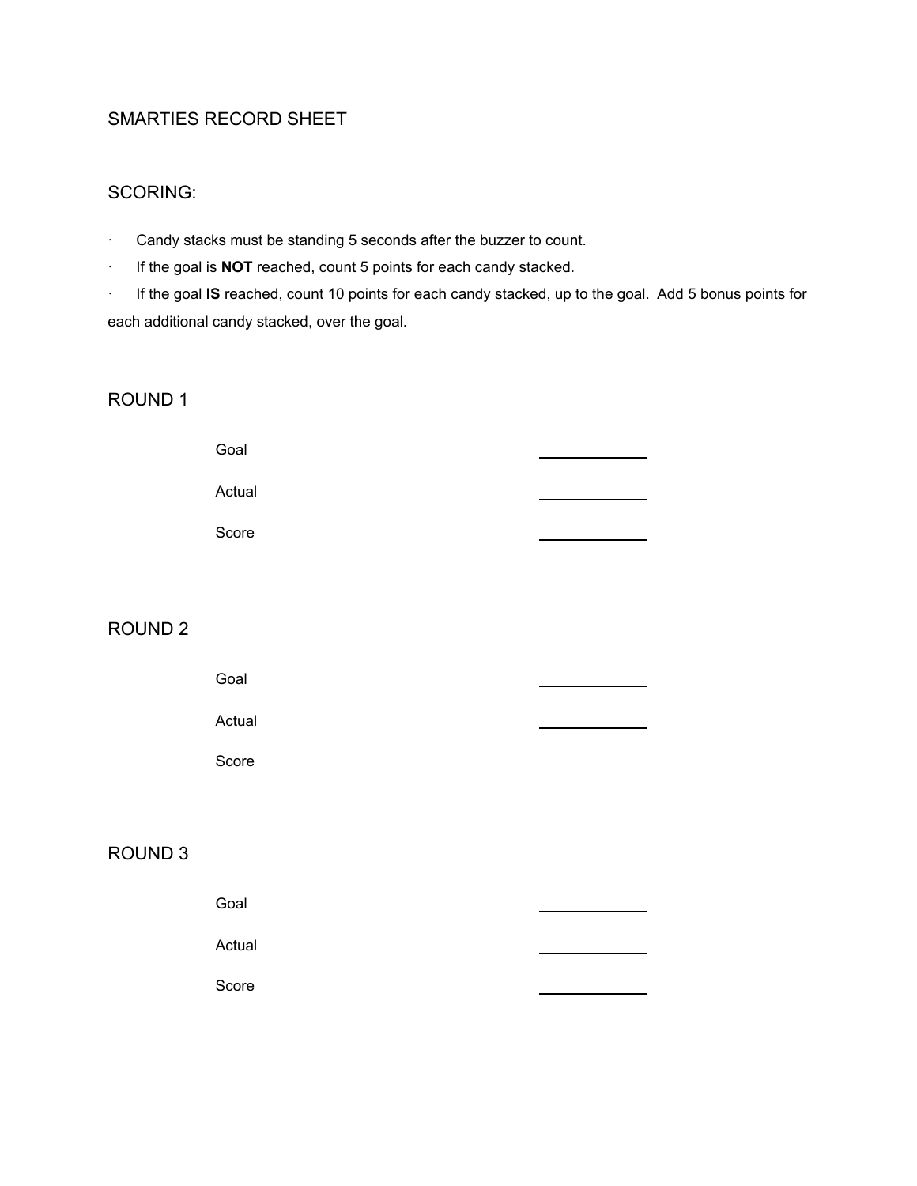# SMARTIES RECORD SHEET

## SCORING:

- Candy stacks must be standing 5 seconds after the buzzer to count.
- If the goal is **NOT** reached, count 5 points for each candy stacked.
- If the goal **IS** reached, count 10 points for each candy stacked, up to the goal. Add 5 bonus points for each additional candy stacked, over the goal.

## ROUND 1

Goal ____________

Actual ____________

Score ____________

## ROUND 2

Goal ____________

Actual ____________

Score ____________

## ROUND 3

Goal ____________

Actual ____________

Score ____________